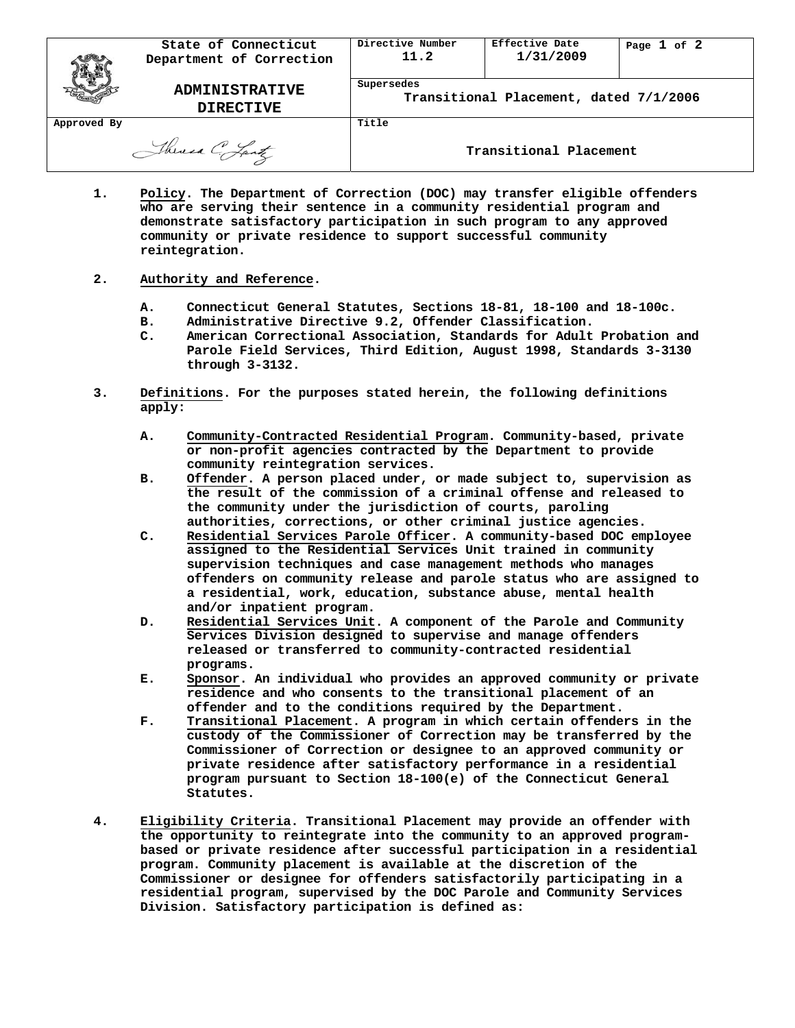| State of Connecticut Department of Correction | Directive Number 11.2 | Effective Date 1/31/2009 | Page 1 of 2 |
|---|---|---|---|
| **ADMINISTRATIVE DIRECTIVE** | Supersedes Transitional Placement, dated 7/1/2006 | | |
| Approved By | Title Transitional Placement | | |

1. **Policy. The Department of Correction (DOC) may transfer eligible offenders who are serving their sentence in a community residential program and demonstrate satisfactory participation in such program to any approved community or private residence to support successful community reintegration.**

2. **Authority and Reference.**

   A. **Connecticut General Statutes, Sections 18-81, 18-100 and 18-100c.**
   B. **Administrative Directive 9.2, Offender Classification.**
   C. **American Correctional Association, Standards for Adult Probation and Parole Field Services, Third Edition, August 1998, Standards 3-3130 through 3-3132.**

3. **Definitions. For the purposes stated herein, the following definitions apply:**

   A. **Community-Contracted Residential Program. Community-based, private or non-profit agencies contracted by the Department to provide community reintegration services.**
   B. **Offender. A person placed under, or made subject to, supervision as the result of the commission of a criminal offense and released to the community under the jurisdiction of courts, paroling authorities, corrections, or other criminal justice agencies.**
   C. **Residential Services Parole Officer. A community-based DOC employee assigned to the Residential Services Unit trained in community supervision techniques and case management methods who manages offenders on community release and parole status who are assigned to a residential, work, education, substance abuse, mental health and/or inpatient program.**
   D. **Residential Services Unit. A component of the Parole and Community Services Division designed to supervise and manage offenders released or transferred to community-contracted residential programs.**
   E. **Sponsor. An individual who provides an approved community or private residence and who consents to the transitional placement of an offender and to the conditions required by the Department.**
   F. **Transitional Placement. A program in which certain offenders in the custody of the Commissioner of Correction may be transferred by the Commissioner of Correction or designee to an approved community or private residence after satisfactory performance in a residential program pursuant to Section 18-100(e) of the Connecticut General Statutes.**

4. **Eligibility Criteria. Transitional Placement may provide an offender with the opportunity to reintegrate into the community to an approved program-based or private residence after successful participation in a residential program. Community placement is available at the discretion of the Commissioner or designee for offenders satisfactorily participating in a residential program, supervised by the DOC Parole and Community Services Division. Satisfactory participation is defined as:**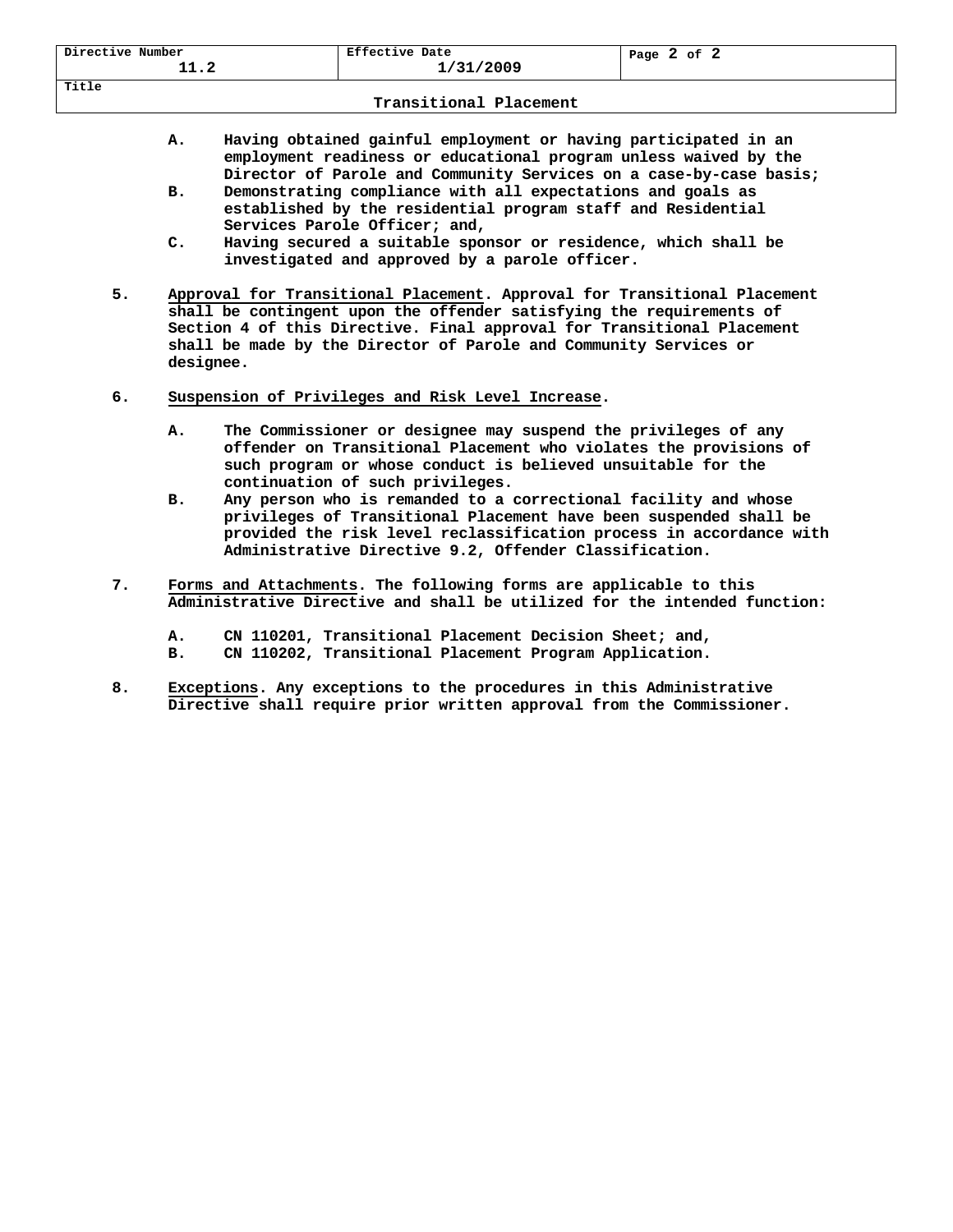A. Having obtained gainful employment or having participated in an employment readiness or educational program unless waived by the Director of Parole and Community Services on a case-by-case basis;

B. Demonstrating compliance with all expectations and goals as established by the residential program staff and Residential Services Parole Officer; and,

C. Having secured a suitable sponsor or residence, which shall be investigated and approved by a parole officer.

5. <u>Approval for Transitional Placement</u>. Approval for Transitional Placement shall be contingent upon the offender satisfying the requirements of Section 4 of this Directive. Final approval for Transitional Placement shall be made by the Director of Parole and Community Services or designee.

6. <u>Suspension of Privileges and Risk Level Increase</u>.

   A. The Commissioner or designee may suspend the privileges of any offender on Transitional Placement who violates the provisions of such program or whose conduct is believed unsuitable for the continuation of such privileges.

   B. Any person who is remanded to a correctional facility and whose privileges of Transitional Placement have been suspended shall be provided the risk level reclassification process in accordance with Administrative Directive 9.2, Offender Classification.

7. <u>Forms and Attachments</u>. The following forms are applicable to this Administrative Directive and shall be utilized for the intended function:

   A. CN 110201, Transitional Placement Decision Sheet; and,

   B. CN 110202, Transitional Placement Program Application.

8. <u>Exceptions</u>. Any exceptions to the procedures in this Administrative Directive shall require prior written approval from the Commissioner.